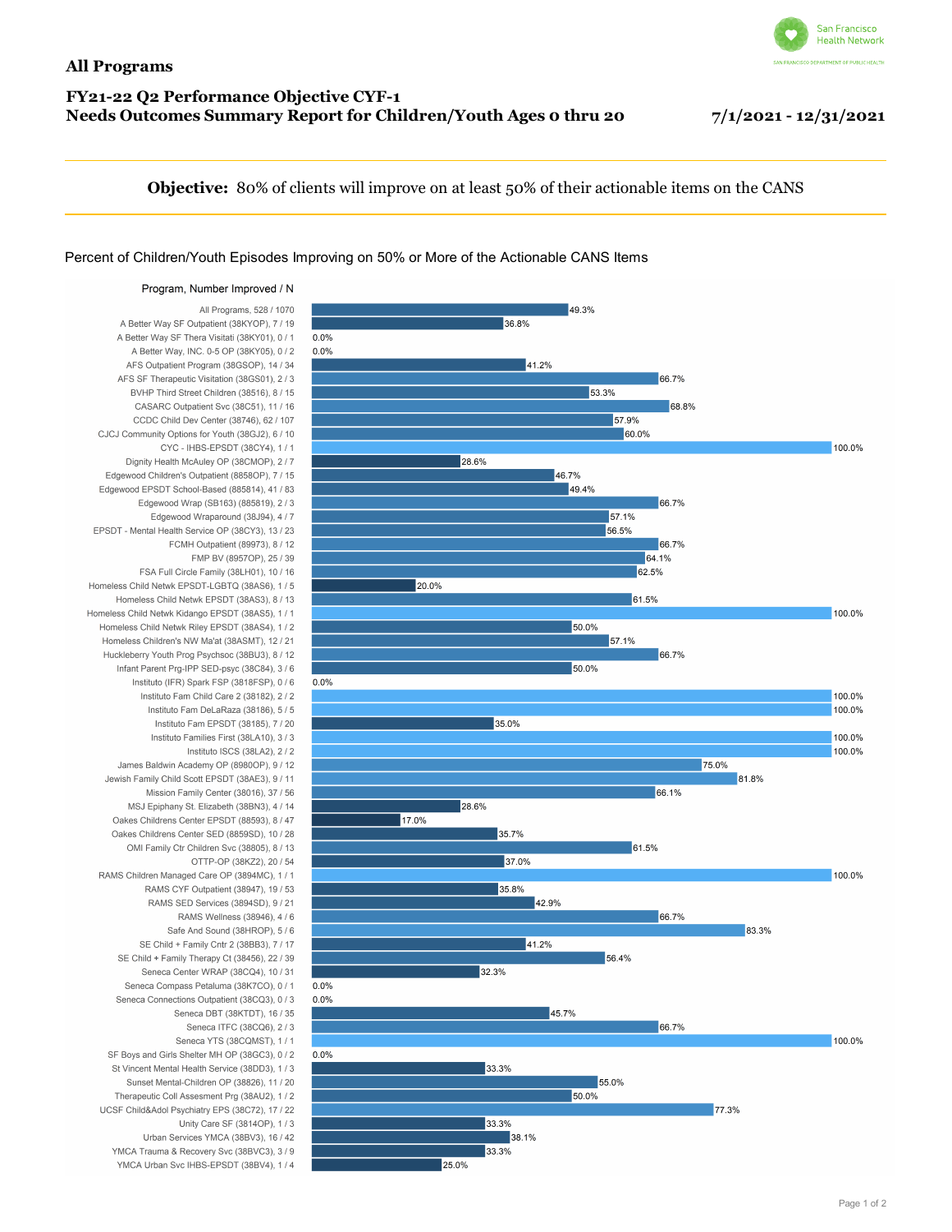San Francisco Health Network

## All Programs

# FY21-22 Q2 Performance Objective CYF-1
# Needs Outcomes Summary Report for Children/Youth Ages 0 thru 20

**7/1/2021 - 12/31/2021**

**Objective:** 80% of clients will improve on at least 50% of their actionable items on the CANS

### Percent of Children/Youth Episodes Improving on 50% or More of the Actionable CANS Items

| Program, Number Improved / N | Percent |
|---|---|
| All Programs, 528 / 1070 | 49.3% |
| A Better Way SF Outpatient (38KYOP), 7 / 19 | 36.8% |
| A Better Way SF Thera Visitati (38KY01), 0 / 1 | 0.0% |
| A Better Way, INC. 0-5 OP (38KY05), 0 / 2 | 0.0% |
| AFS Outpatient Program (38GSOP), 14 / 34 | 41.2% |
| AFS SF Therapeutic Visitation (38GS01), 2 / 3 | 66.7% |
| BVHP Third Street Children (38516), 8 / 15 | 53.3% |
| CASARC Outpatient Svc (38C51), 11 / 16 | 68.8% |
| CCDC Child Dev Center (38746), 62 / 107 | 57.9% |
| CJCJ Community Options for Youth (38GJ2), 6 / 10 | 60.0% |
| CYC - IHBS-EPSDT (38CY4), 1 / 1 | 100.0% |
| Dignity Health McAuley OP (38CMOP), 2 / 7 | 28.6% |
| Edgewood Children's Outpatient (8858OP), 7 / 15 | 46.7% |
| Edgewood EPSDT School-Based (885814), 41 / 83 | 49.4% |
| Edgewood Wrap (SB163) (885819), 2 / 3 | 66.7% |
| Edgewood Wraparound (38J94), 4 / 7 | 57.1% |
| EPSDT - Mental Health Service OP (38CY3), 13 / 23 | 56.5% |
| FCMH Outpatient (89973), 8 / 12 | 66.7% |
| FMP BV (8957OP), 25 / 39 | 64.1% |
| FSA Full Circle Family (38LH01), 10 / 16 | 62.5% |
| Homeless Child Netwk EPSDT-LGBTQ (38AS6), 1 / 5 | 20.0% |
| Homeless Child Netwk EPSDT (38AS3), 8 / 13 | 61.5% |
| Homeless Child Netwk Kidango EPSDT (38AS5), 1 / 1 | 100.0% |
| Homeless Child Netwk Riley EPSDT (38AS4), 1 / 2 | 50.0% |
| Homeless Children's NW Ma'at (38ASMT), 12 / 21 | 57.1% |
| Huckleberry Youth Prog Psychsoc (38BU3), 8 / 12 | 66.7% |
| Infant Parent Prg-IPP SED-psyc (38C84), 3 / 6 | 50.0% |
| Instituto (IFR) Spark FSP (3818FSP), 0 / 6 | 0.0% |
| Instituto Fam Child Care 2 (38182), 2 / 2 | 100.0% |
| Instituto Fam DeLaRaza (38186), 5 / 5 | 100.0% |
| Instituto Fam EPSDT (38185), 7 / 20 | 35.0% |
| Instituto Families First (38LA10), 3 / 3 | 100.0% |
| Instituto ISCS (38LA2), 2 / 2 | 100.0% |
| James Baldwin Academy OP (8980OP), 9 / 12 | 75.0% |
| Jewish Family Child Scott EPSDT (38AE3), 9 / 11 | 81.8% |
| Mission Family Center (38016), 37 / 56 | 66.1% |
| MSJ Epiphany St. Elizabeth (38BN3), 4 / 14 | 28.6% |
| Oakes Childrens Center EPSDT (88593), 8 / 47 | 17.0% |
| Oakes Childrens Center SED (8859SD), 10 / 28 | 35.7% |
| OMI Family Ctr Children Svc (38805), 8 / 13 | 61.5% |
| OTTP-OP (38KZ2), 20 / 54 | 37.0% |
| RAMS Children Managed Care OP (3894MC), 1 / 1 | 100.0% |
| RAMS CYF Outpatient (38947), 19 / 53 | 35.8% |
| RAMS SED Services (3894SD), 9 / 21 | 42.9% |
| RAMS Wellness (38946), 4 / 6 | 66.7% |
| Safe And Sound (38HROP), 5 / 6 | 83.3% |
| SE Child + Family Cntr 2 (38BB3), 7 / 17 | 41.2% |
| SE Child + Family Therapy Ct (38456), 22 / 39 | 56.4% |
| Seneca Center WRAP (38CQ4), 10 / 31 | 32.3% |
| Seneca Compass Petaluma (38K7CO), 0 / 1 | 0.0% |
| Seneca Connections Outpatient (38CQ3), 0 / 3 | 0.0% |
| Seneca DBT (38KTDT), 16 / 35 | 45.7% |
| Seneca ITFC (38CQ6), 2 / 3 | 66.7% |
| Seneca YTS (38CQMST), 1 / 1 | 100.0% |
| SF Boys and Girls Shelter MH OP (38GC3), 0 / 2 | 0.0% |
| St Vincent Mental Health Service (38DD3), 1 / 3 | 33.3% |
| Sunset Mental-Children OP (38826), 11 / 20 | 55.0% |
| Therapeutic Coll Assesment Prg (38AU2), 1 / 2 | 50.0% |
| UCSF Child&Adol Psychiatry EPS (38C72), 17 / 22 | 77.3% |
| Unity Care SF (3814OP), 1 / 3 | 33.3% |
| Urban Services YMCA (38BV3), 16 / 42 | 38.1% |
| YMCA Trauma & Recovery Svc (38BVC3), 3 / 9 | 33.3% |
| YMCA Urban Svc IHBS-EPSDT (38BV4), 1 / 4 | 25.0% |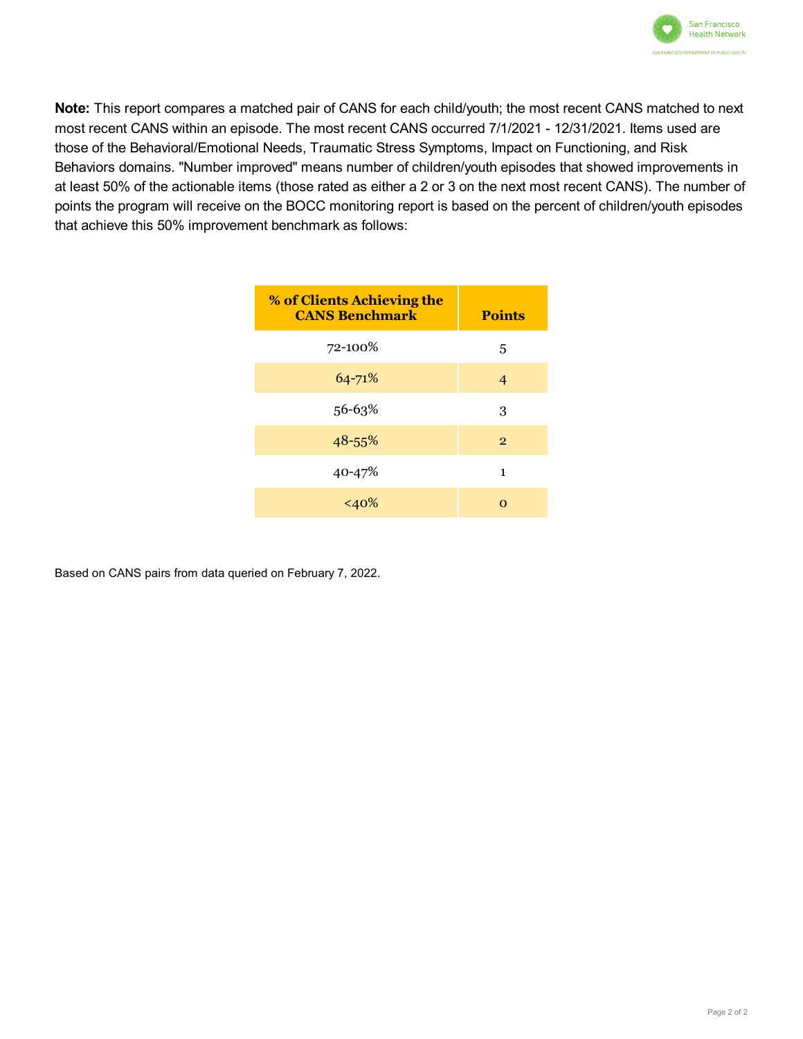**Note:** This report compares a matched pair of CANS for each child/youth; the most recent CANS matched to next most recent CANS within an episode. The most recent CANS occurred 7/1/2021 - 12/31/2021. Items used are those of the Behavioral/Emotional Needs, Traumatic Stress Symptoms, Impact on Functioning, and Risk Behaviors domains. "Number improved" means number of children/youth episodes that showed improvements in at least 50% of the actionable items (those rated as either a 2 or 3 on the next most recent CANS). The number of points the program will receive on the BOCC monitoring report is based on the percent of children/youth episodes that achieve this 50% improvement benchmark as follows:

| % of Clients Achieving the CANS Benchmark | Points |
|---|---|
| 72-100% | 5 |
| 64-71% | 4 |
| 56-63% | 3 |
| 48-55% | 2 |
| 40-47% | 1 |
| <40% | 0 |

Based on CANS pairs from data queried on February 7, 2022.